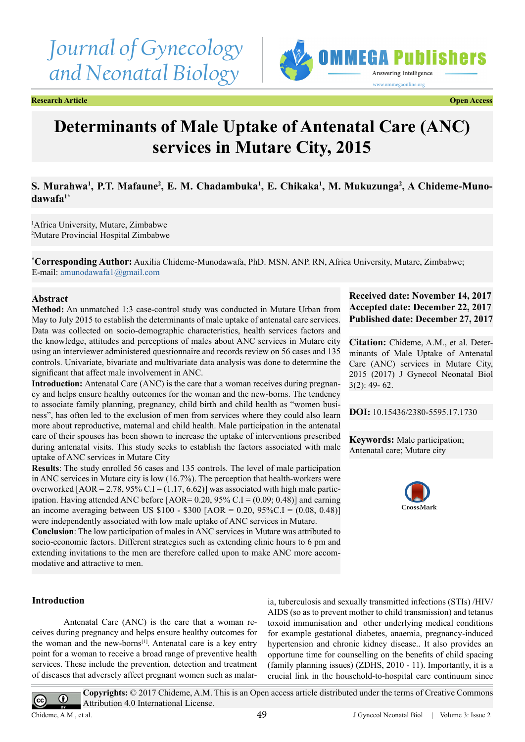Research Article | Open Access

# Determinants of Male Uptake of Antenatal Care (ANC) services in Mutare City, 2015

**S. Murahwa[1], P.T. Mafaune[2], E. M. Chadambuka[1], E. Chikaka[1], M. Mukuzunga[2], A Chideme-Munodawafa[1*]**

[1]Africa University, Mutare, Zimbabwe
[2]Mutare Provincial Hospital Zimbabwe

[*]**Corresponding Author:** Auxilia Chideme-Munodawafa, PhD. MSN. ANP. RN, Africa University, Mutare, Zimbabwe; E-mail: amunodawafa1@gmail.com

## Abstract

**Method:** An unmatched 1:3 case-control study was conducted in Mutare Urban from May to July 2015 to establish the determinants of male uptake of antenatal care services. Data was collected on socio-demographic characteristics, health services factors and the knowledge, attitudes and perceptions of males about ANC services in Mutare city using an interviewer administered questionnaire and records review on 56 cases and 135 controls. Univariate, bivariate and multivariate data analysis was done to determine the significant that affect male involvement in ANC.

**Introduction:** Antenatal Care (ANC) is the care that a woman receives during pregnancy and helps ensure healthy outcomes for the woman and the new-borns. The tendency to associate family planning, pregnancy, child birth and child health as "women business", has often led to the exclusion of men from services where they could also learn more about reproductive, maternal and child health. Male participation in the antenatal care of their spouses has been shown to increase the uptake of interventions prescribed during antenatal visits. This study seeks to establish the factors associated with male uptake of ANC services in Mutare City

**Results**: The study enrolled 56 cases and 135 controls. The level of male participation in ANC services in Mutare city is low (16.7%). The perception that health-workers were overworked [AOR = 2.78, 95% C.I = (1.17, 6.62)] was associated with high male participation. Having attended ANC before [AOR= 0.20, 95% C.I = (0.09; 0.48)] and earning an income averaging between US $100 - $300 [AOR = 0.20, 95%C.I = (0.08, 0.48)] were independently associated with low male uptake of ANC services in Mutare.

**Conclusion**: The low participation of males in ANC services in Mutare was attributed to socio-economic factors. Different strategies such as extending clinic hours to 6 pm and extending invitations to the men are therefore called upon to make ANC more accommodative and attractive to men.

**Received date: November 14, 2017**
**Accepted date: December 22, 2017**
**Published date: December 27, 2017**

**Citation:** Chideme, A.M., et al. Determinants of Male Uptake of Antenatal Care (ANC) services in Mutare City, 2015 (2017) J Gynecol Neonatal Biol 3(2): 49- 62.

**DOI:** 10.15436/2380-5595.17.1730

**Keywords:** Male participation; Antenatal care; Mutare city

## Introduction

Antenatal Care (ANC) is the care that a woman receives during pregnancy and helps ensure healthy outcomes for the woman and the new-borns[1]. Antenatal care is a key entry point for a woman to receive a broad range of preventive health services. These include the prevention, detection and treatment of diseases that adversely affect pregnant women such as malaria, tuberculosis and sexually transmitted infections (STIs) /HIV/ AIDS (so as to prevent mother to child transmission) and tetanus toxoid immunisation and other underlying medical conditions for example gestational diabetes, anaemia, pregnancy-induced hypertension and chronic kidney disease.. It also provides an opportune time for counselling on the benefits of child spacing (family planning issues) (ZDHS, 2010 - 11). Importantly, it is a crucial link in the household-to-hospital care continuum since

**Copyrights:** © 2017 Chideme, A.M. This is an Open access article distributed under the terms of Creative Commons Attribution 4.0 International License.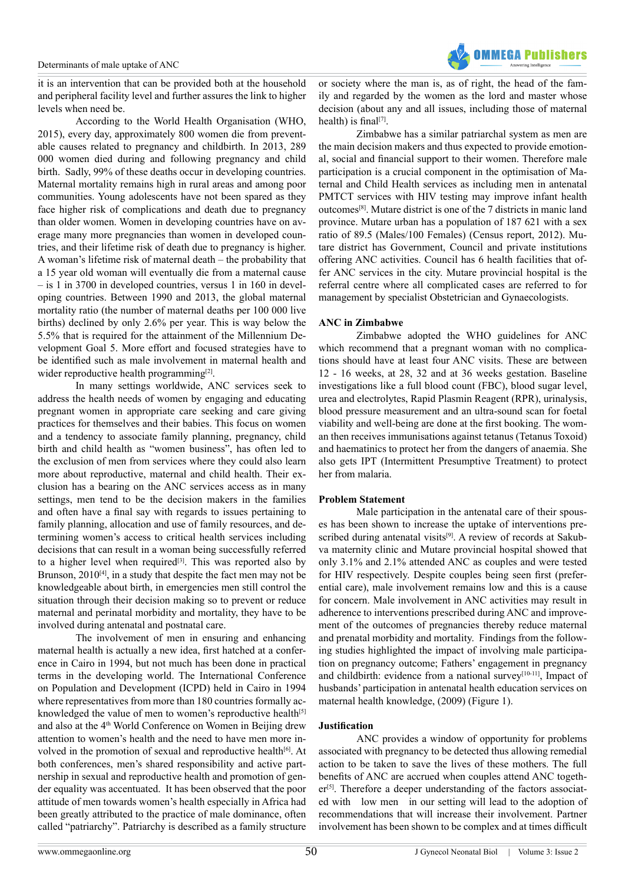it is an intervention that can be provided both at the household and peripheral facility level and further assures the link to higher levels when need be.

According to the World Health Organisation (WHO, 2015), every day, approximately 800 women die from preventable causes related to pregnancy and childbirth. In 2013, 289 000 women died during and following pregnancy and child birth. Sadly, 99% of these deaths occur in developing countries. Maternal mortality remains high in rural areas and among poor communities. Young adolescents have not been spared as they face higher risk of complications and death due to pregnancy than older women. Women in developing countries have on average many more pregnancies than women in developed countries, and their lifetime risk of death due to pregnancy is higher. A woman's lifetime risk of maternal death – the probability that a 15 year old woman will eventually die from a maternal cause – is 1 in 3700 in developed countries, versus 1 in 160 in developing countries. Between 1990 and 2013, the global maternal mortality ratio (the number of maternal deaths per 100 000 live births) declined by only 2.6% per year. This is way below the 5.5% that is required for the attainment of the Millennium Development Goal 5. More effort and focused strategies have to be identified such as male involvement in maternal health and wider reproductive health programming[2].

In many settings worldwide, ANC services seek to address the health needs of women by engaging and educating pregnant women in appropriate care seeking and care giving practices for themselves and their babies. This focus on women and a tendency to associate family planning, pregnancy, child birth and child health as "women business", has often led to the exclusion of men from services where they could also learn more about reproductive, maternal and child health. Their exclusion has a bearing on the ANC services access as in many settings, men tend to be the decision makers in the families and often have a final say with regards to issues pertaining to family planning, allocation and use of family resources, and determining women's access to critical health services including decisions that can result in a woman being successfully referred to a higher level when required[3]. This was reported also by Brunson, 2010[4], in a study that despite the fact men may not be knowledgeable about birth, in emergencies men still control the situation through their decision making so to prevent or reduce maternal and perinatal morbidity and mortality, they have to be involved during antenatal and postnatal care.

The involvement of men in ensuring and enhancing maternal health is actually a new idea, first hatched at a conference in Cairo in 1994, but not much has been done in practical terms in the developing world. The International Conference on Population and Development (ICPD) held in Cairo in 1994 where representatives from more than 180 countries formally acknowledged the value of men to women's reproductive health[5] and also at the 4th World Conference on Women in Beijing drew attention to women's health and the need to have men more involved in the promotion of sexual and reproductive health[6]. At both conferences, men's shared responsibility and active partnership in sexual and reproductive health and promotion of gender equality was accentuated. It has been observed that the poor attitude of men towards women's health especially in Africa had been greatly attributed to the practice of male dominance, often called "patriarchy". Patriarchy is described as a family structure or society where the man is, as of right, the head of the family and regarded by the women as the lord and master whose decision (about any and all issues, including those of maternal health) is final[7].

Zimbabwe has a similar patriarchal system as men are the main decision makers and thus expected to provide emotional, social and financial support to their women. Therefore male participation is a crucial component in the optimisation of Maternal and Child Health services as including men in antenatal PMTCT services with HIV testing may improve infant health outcomes[8]. Mutare district is one of the 7 districts in manic land province. Mutare urban has a population of 187 621 with a sex ratio of 89.5 (Males/100 Females) (Census report, 2012). Mutare district has Government, Council and private institutions offering ANC activities. Council has 6 health facilities that offer ANC services in the city. Mutare provincial hospital is the referral centre where all complicated cases are referred to for management by specialist Obstetrician and Gynaecologists.

## ANC in Zimbabwe

Zimbabwe adopted the WHO guidelines for ANC which recommend that a pregnant woman with no complications should have at least four ANC visits. These are between 12 - 16 weeks, at 28, 32 and at 36 weeks gestation. Baseline investigations like a full blood count (FBC), blood sugar level, urea and electrolytes, Rapid Plasmin Reagent (RPR), urinalysis, blood pressure measurement and an ultra-sound scan for foetal viability and well-being are done at the first booking. The woman then receives immunisations against tetanus (Tetanus Toxoid) and haematinics to protect her from the dangers of anaemia. She also gets IPT (Intermittent Presumptive Treatment) to protect her from malaria.

## Problem Statement

Male participation in the antenatal care of their spouses has been shown to increase the uptake of interventions prescribed during antenatal visits[9]. A review of records at Sakubva maternity clinic and Mutare provincial hospital showed that only 3.1% and 2.1% attended ANC as couples and were tested for HIV respectively. Despite couples being seen first (preferential care), male involvement remains low and this is a cause for concern. Male involvement in ANC activities may result in adherence to interventions prescribed during ANC and improvement of the outcomes of pregnancies thereby reduce maternal and prenatal morbidity and mortality. Findings from the following studies highlighted the impact of involving male participation on pregnancy outcome; Fathers' engagement in pregnancy and childbirth: evidence from a national survey[10-11], Impact of husbands' participation in antenatal health education services on maternal health knowledge, (2009) (Figure 1).

## Justification

ANC provides a window of opportunity for problems associated with pregnancy to be detected thus allowing remedial action to be taken to save the lives of these mothers. The full benefits of ANC are accrued when couples attend ANC together[5]. Therefore a deeper understanding of the factors associated with low men in our setting will lead to the adoption of recommendations that will increase their involvement. Partner involvement has been shown to be complex and at times difficult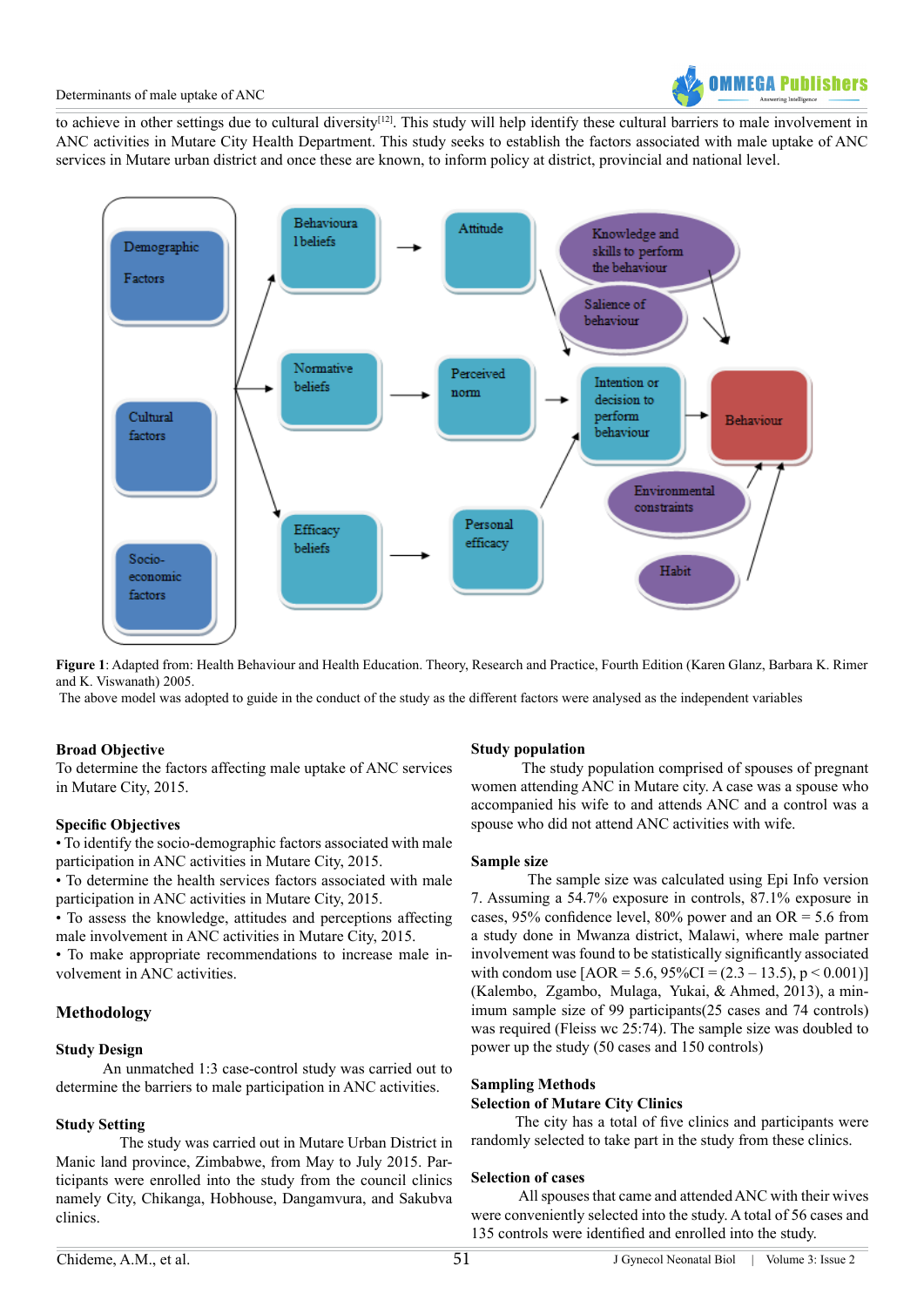to achieve in other settings due to cultural diversity[12]. This study will help identify these cultural barriers to male involvement in ANC activities in Mutare City Health Department. This study seeks to establish the factors associated with male uptake of ANC services in Mutare urban district and once these are known, to inform policy at district, provincial and national level.

**Figure 1**: Adapted from: Health Behaviour and Health Education. Theory, Research and Practice, Fourth Edition (Karen Glanz, Barbara K. Rimer and K. Viswanath) 2005.

The above model was adopted to guide in the conduct of the study as the different factors were analysed as the independent variables

### Broad Objective

To determine the factors affecting male uptake of ANC services in Mutare City, 2015.

### Specific Objectives

- To identify the socio-demographic factors associated with male participation in ANC activities in Mutare City, 2015.
- To determine the health services factors associated with male participation in ANC activities in Mutare City, 2015.
- To assess the knowledge, attitudes and perceptions affecting male involvement in ANC activities in Mutare City, 2015.
- To make appropriate recommendations to increase male involvement in ANC activities.

## Methodology

### Study Design

An unmatched 1:3 case-control study was carried out to determine the barriers to male participation in ANC activities.

### Study Setting

The study was carried out in Mutare Urban District in Manic land province, Zimbabwe, from May to July 2015. Participants were enrolled into the study from the council clinics namely City, Chikanga, Hobhouse, Dangamvura, and Sakubva clinics.

### Study population

The study population comprised of spouses of pregnant women attending ANC in Mutare city. A case was a spouse who accompanied his wife to and attends ANC and a control was a spouse who did not attend ANC activities with wife.

### Sample size

The sample size was calculated using Epi Info version 7. Assuming a 54.7% exposure in controls, 87.1% exposure in cases, 95% confidence level, 80% power and an OR = 5.6 from a study done in Mwanza district, Malawi, where male partner involvement was found to be statistically significantly associated with condom use [AOR = 5.6, 95%CI = (2.3 – 13.5), $p < 0.001$)] (Kalembo, Zgambo, Mulaga, Yukai, & Ahmed, 2013), a minimum sample size of 99 participants(25 cases and 74 controls) was required (Fleiss wc 25:74). The sample size was doubled to power up the study (50 cases and 150 controls)

### Sampling Methods

**Selection of Mutare City Clinics**

The city has a total of five clinics and participants were randomly selected to take part in the study from these clinics.

### Selection of cases

All spouses that came and attended ANC with their wives were conveniently selected into the study. A total of 56 cases and 135 controls were identified and enrolled into the study.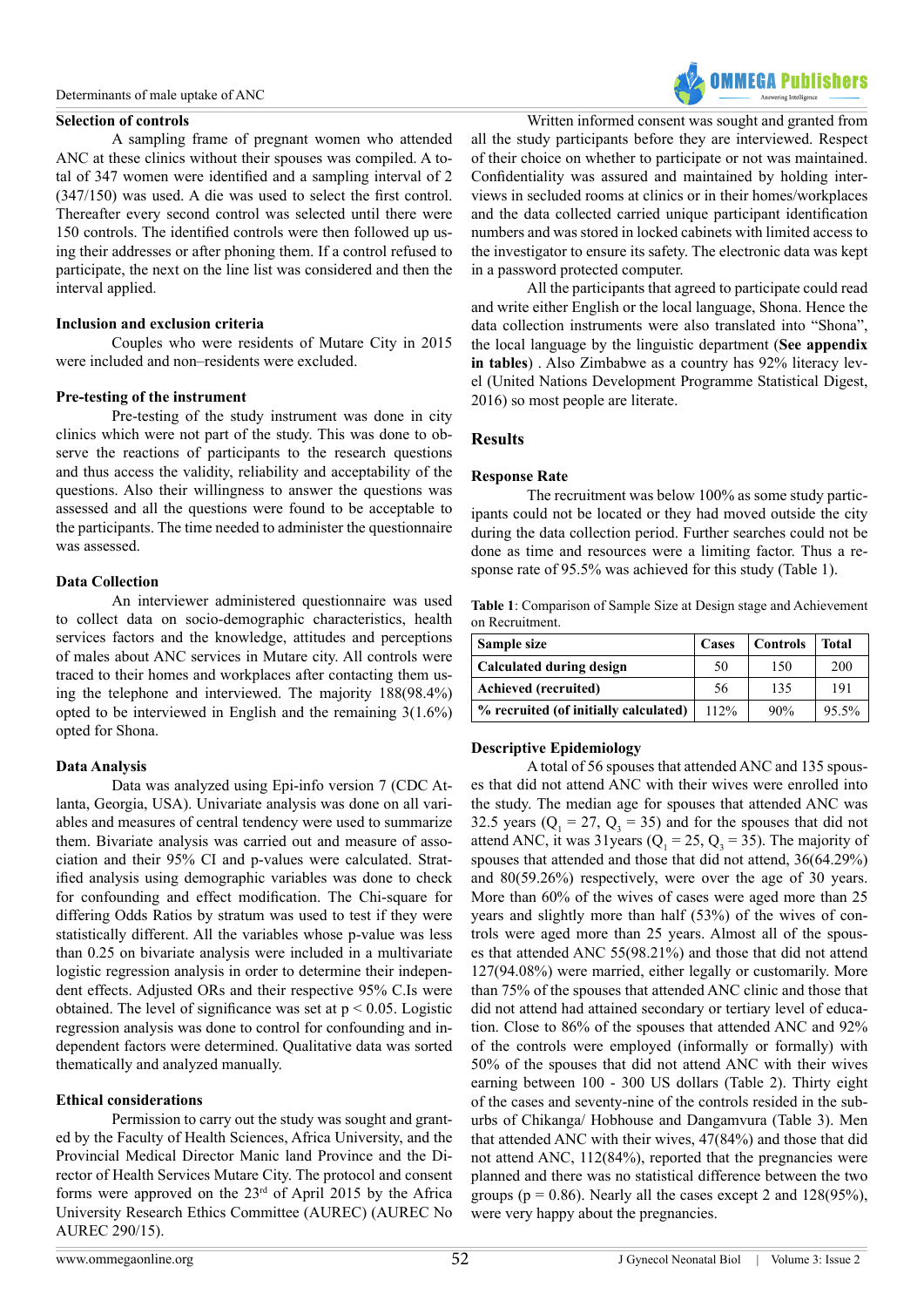### Selection of controls

A sampling frame of pregnant women who attended ANC at these clinics without their spouses was compiled. A total of 347 women were identified and a sampling interval of 2 (347/150) was used. A die was used to select the first control. Thereafter every second control was selected until there were 150 controls. The identified controls were then followed up using their addresses or after phoning them. If a control refused to participate, the next on the line list was considered and then the interval applied.

### Inclusion and exclusion criteria

Couples who were residents of Mutare City in 2015 were included and non–residents were excluded.

### Pre-testing of the instrument

Pre-testing of the study instrument was done in city clinics which were not part of the study. This was done to observe the reactions of participants to the research questions and thus access the validity, reliability and acceptability of the questions. Also their willingness to answer the questions was assessed and all the questions were found to be acceptable to the participants. The time needed to administer the questionnaire was assessed.

### Data Collection

An interviewer administered questionnaire was used to collect data on socio-demographic characteristics, health services factors and the knowledge, attitudes and perceptions of males about ANC services in Mutare city. All controls were traced to their homes and workplaces after contacting them using the telephone and interviewed. The majority 188(98.4%) opted to be interviewed in English and the remaining 3(1.6%) opted for Shona.

### Data Analysis

Data was analyzed using Epi-info version 7 (CDC Atlanta, Georgia, USA). Univariate analysis was done on all variables and measures of central tendency were used to summarize them. Bivariate analysis was carried out and measure of association and their 95% CI and p-values were calculated. Stratified analysis using demographic variables was done to check for confounding and effect modification. The Chi-square for differing Odds Ratios by stratum was used to test if they were statistically different. All the variables whose p-value was less than 0.25 on bivariate analysis were included in a multivariate logistic regression analysis in order to determine their independent effects. Adjusted ORs and their respective 95% C.Is were obtained. The level of significance was set at $p < 0.05$. Logistic regression analysis was done to control for confounding and independent factors were determined. Qualitative data was sorted thematically and analyzed manually.

### Ethical considerations

Permission to carry out the study was sought and granted by the Faculty of Health Sciences, Africa University, and the Provincial Medical Director Manic land Province and the Director of Health Services Mutare City. The protocol and consent forms were approved on the 23rd of April 2015 by the Africa University Research Ethics Committee (AUREC) (AUREC No AUREC 290/15).

Written informed consent was sought and granted from all the study participants before they are interviewed. Respect of their choice on whether to participate or not was maintained. Confidentiality was assured and maintained by holding interviews in secluded rooms at clinics or in their homes/workplaces and the data collected carried unique participant identification numbers and was stored in locked cabinets with limited access to the investigator to ensure its safety. The electronic data was kept in a password protected computer.

All the participants that agreed to participate could read and write either English or the local language, Shona. Hence the data collection instruments were also translated into "Shona", the local language by the linguistic department (**See appendix in tables**) . Also Zimbabwe as a country has 92% literacy level (United Nations Development Programme Statistical Digest, 2016) so most people are literate.

## Results

### Response Rate

The recruitment was below 100% as some study participants could not be located or they had moved outside the city during the data collection period. Further searches could not be done as time and resources were a limiting factor. Thus a response rate of 95.5% was achieved for this study (Table 1).

**Table 1**: Comparison of Sample Size at Design stage and Achievement on Recruitment.

| Sample size | Cases | Controls | Total |
|---|---|---|---|
| Calculated during design | 50 | 150 | 200 |
| Achieved (recruited) | 56 | 135 | 191 |
| % recruited (of initially calculated) | 112% | 90% | 95.5% |

### Descriptive Epidemiology

A total of 56 spouses that attended ANC and 135 spouses that did not attend ANC with their wives were enrolled into the study. The median age for spouses that attended ANC was 32.5 years ($Q_1 = 27$, $Q_3 = 35$) and for the spouses that did not attend ANC, it was 31years ($Q_1 = 25$, $Q_3 = 35$). The majority of spouses that attended and those that did not attend, 36(64.29%) and 80(59.26%) respectively, were over the age of 30 years. More than 60% of the wives of cases were aged more than 25 years and slightly more than half (53%) of the wives of controls were aged more than 25 years. Almost all of the spouses that attended ANC 55(98.21%) and those that did not attend 127(94.08%) were married, either legally or customarily. More than 75% of the spouses that attended ANC clinic and those that did not attend had attained secondary or tertiary level of education. Close to 86% of the spouses that attended ANC and 92% of the controls were employed (informally or formally) with 50% of the spouses that did not attend ANC with their wives earning between 100 - 300 US dollars (Table 2). Thirty eight of the cases and seventy-nine of the controls resided in the suburbs of Chikanga/ Hobhouse and Dangamvura (Table 3). Men that attended ANC with their wives, 47(84%) and those that did not attend ANC, 112(84%), reported that the pregnancies were planned and there was no statistical difference between the two groups ($p = 0.86$). Nearly all the cases except 2 and 128(95%), were very happy about the pregnancies.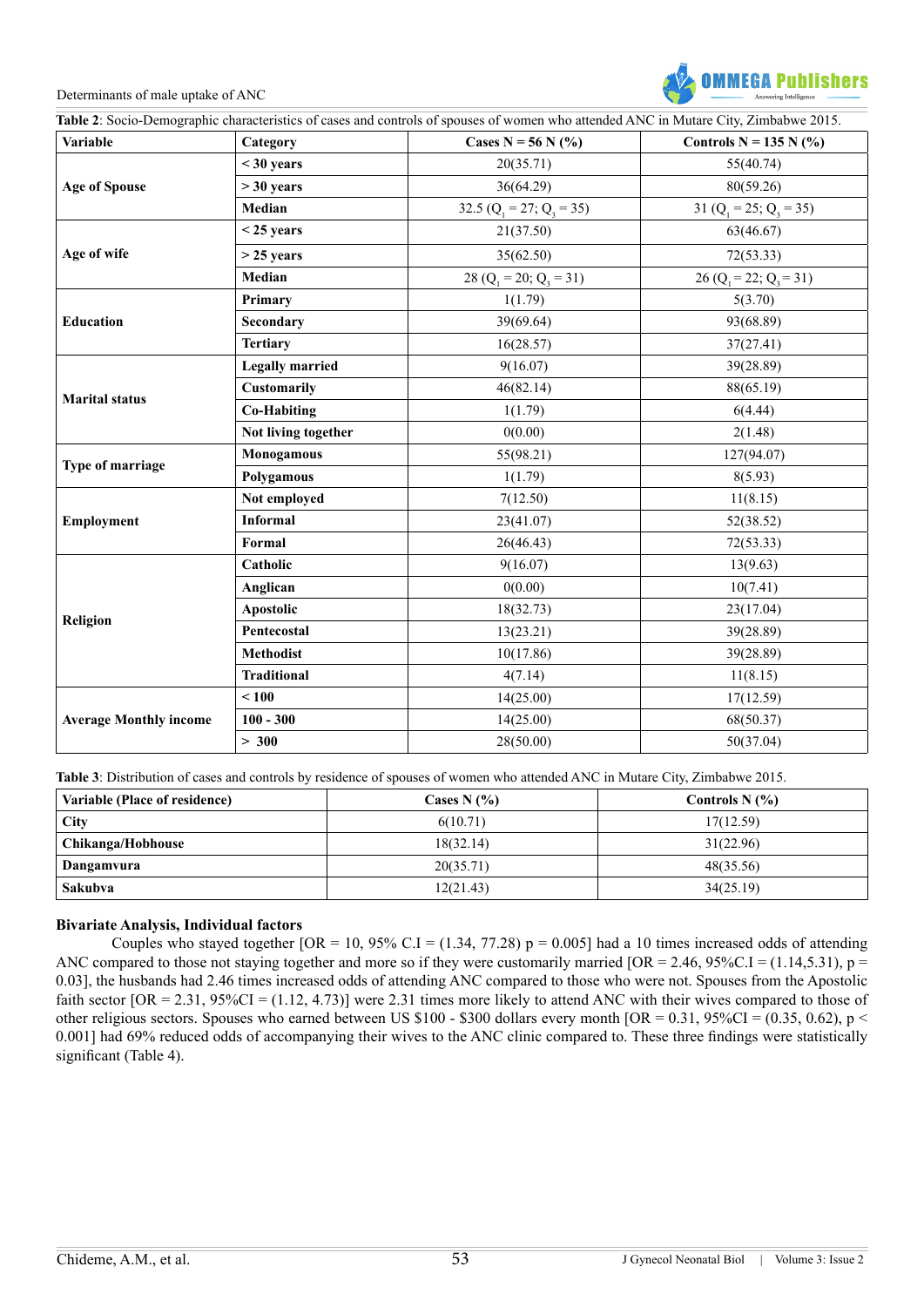**Table 2**: Socio-Demographic characteristics of cases and controls of spouses of women who attended ANC in Mutare City, Zimbabwe 2015.

| Variable | Category | Cases N = 56 N (%) | Controls N = 135 N (%) |
|---|---|---|---|
| Age of Spouse | < 30 years | 20(35.71) | 55(40.74) |
| | > 30 years | 36(64.29) | 80(59.26) |
| | Median | 32.5 ($Q_1$ = 27; $Q_3$ = 35) | 31 ($Q_1$ = 25; $Q_3$ = 35) |
| Age of wife | < 25 years | 21(37.50) | 63(46.67) |
| | > 25 years | 35(62.50) | 72(53.33) |
| | Median | 28 ($Q_1$ = 20; $Q_3$ = 31) | 26 ($Q_1$ = 22; $Q_3$ = 31) |
| Education | Primary | 1(1.79) | 5(3.70) |
| | Secondary | 39(69.64) | 93(68.89) |
| | Tertiary | 16(28.57) | 37(27.41) |
| Marital status | Legally married | 9(16.07) | 39(28.89) |
| | Customarily | 46(82.14) | 88(65.19) |
| | Co-Habiting | 1(1.79) | 6(4.44) |
| | Not living together | 0(0.00) | 2(1.48) |
| Type of marriage | Monogamous | 55(98.21) | 127(94.07) |
| | Polygamous | 1(1.79) | 8(5.93) |
| Employment | Not employed | 7(12.50) | 11(8.15) |
| | Informal | 23(41.07) | 52(38.52) |
| | Formal | 26(46.43) | 72(53.33) |
| Religion | Catholic | 9(16.07) | 13(9.63) |
| | Anglican | 0(0.00) | 10(7.41) |
| | Apostolic | 18(32.73) | 23(17.04) |
| | Pentecostal | 13(23.21) | 39(28.89) |
| | Methodist | 10(17.86) | 39(28.89) |
| | Traditional | 4(7.14) | 11(8.15) |
| Average Monthly income | < 100 | 14(25.00) | 17(12.59) |
| | 100 - 300 | 14(25.00) | 68(50.37) |
| | > 300 | 28(50.00) | 50(37.04) |

**Table 3**: Distribution of cases and controls by residence of spouses of women who attended ANC in Mutare City, Zimbabwe 2015.

| Variable (Place of residence) | Cases N (%) | Controls N (%) |
|---|---|---|
| City | 6(10.71) | 17(12.59) |
| Chikanga/Hobhouse | 18(32.14) | 31(22.96) |
| Dangamvura | 20(35.71) | 48(35.56) |
| Sakubva | 12(21.43) | 34(25.19) |

**Bivariate Analysis, Individual factors**

Couples who stayed together [OR = 10, 95% C.I = (1.34, 77.28) $p = 0.005$] had a 10 times increased odds of attending ANC compared to those not staying together and more so if they were customarily married [OR = 2.46, 95%C.I = (1.14,5.31), $p = 0.03$], the husbands had 2.46 times increased odds of attending ANC compared to those who were not. Spouses from the Apostolic faith sector [OR = 2.31, 95%CI = (1.12, 4.73)] were 2.31 times more likely to attend ANC with their wives compared to those of other religious sectors. Spouses who earned between US $100 - $300 dollars every month [OR = 0.31, 95%CI = (0.35, 0.62), $p < 0.001$] had 69% reduced odds of accompanying their wives to the ANC clinic compared to. These three findings were statistically significant (Table 4).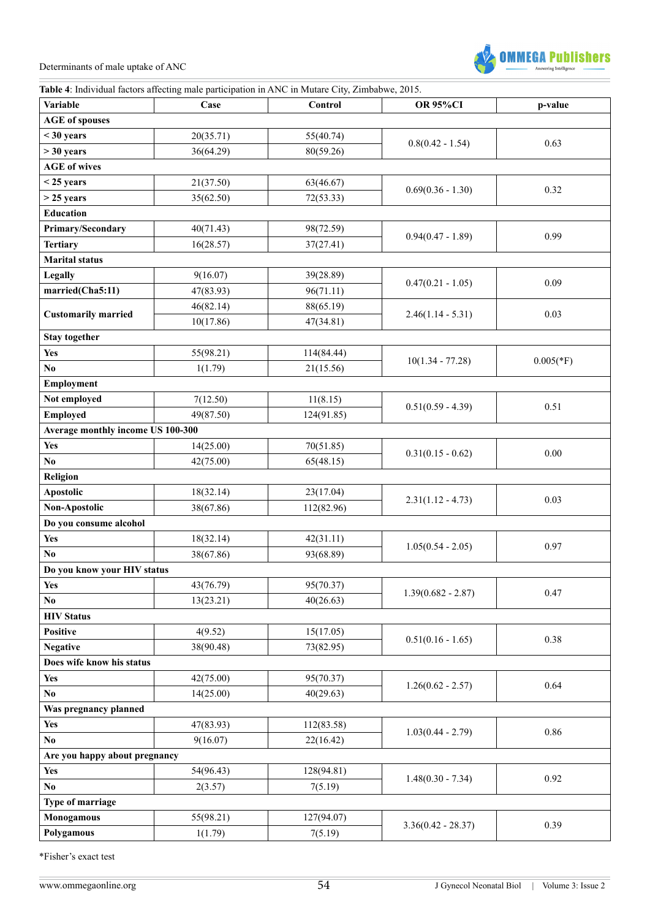**Table 4**: Individual factors affecting male participation in ANC in Mutare City, Zimbabwe, 2015.

| Variable | Case | Control | OR 95%CI | p-value |
|---|---|---|---|---|
| **AGE of spouses** | | | | |
| **< 30 years** | 20(35.71) | 55(40.74) | 0.8(0.42 - 1.54) | 0.63 |
| **> 30 years** | 36(64.29) | 80(59.26) | | |
| **AGE of wives** | | | | |
| **< 25 years** | 21(37.50) | 63(46.67) | 0.69(0.36 - 1.30) | 0.32 |
| **> 25 years** | 35(62.50) | 72(53.33) | | |
| **Education** | | | | |
| **Primary/Secondary** | 40(71.43) | 98(72.59) | 0.94(0.47 - 1.89) | 0.99 |
| **Tertiary** | 16(28.57) | 37(27.41) | | |
| **Marital status** | | | | |
| **Legally** | 9(16.07) | 39(28.89) | 0.47(0.21 - 1.05) | 0.09 |
| **married(Cha5:11)** | 47(83.93) | 96(71.11) | | |
| **Customarily married** | 46(82.14) | 88(65.19) | 2.46(1.14 - 5.31) | 0.03 |
| | 10(17.86) | 47(34.81) | | |
| **Stay together** | | | | |
| **Yes** | 55(98.21) | 114(84.44) | 10(1.34 - 77.28) | 0.005(*F) |
| **No** | 1(1.79) | 21(15.56) | | |
| **Employment** | | | | |
| **Not employed** | 7(12.50) | 11(8.15) | 0.51(0.59 - 4.39) | 0.51 |
| **Employed** | 49(87.50) | 124(91.85) | | |
| **Average monthly income US 100-300** | | | | |
| **Yes** | 14(25.00) | 70(51.85) | 0.31(0.15 - 0.62) | 0.00 |
| **No** | 42(75.00) | 65(48.15) | | |
| **Religion** | | | | |
| **Apostolic** | 18(32.14) | 23(17.04) | 2.31(1.12 - 4.73) | 0.03 |
| **Non-Apostolic** | 38(67.86) | 112(82.96) | | |
| **Do you consume alcohol** | | | | |
| **Yes** | 18(32.14) | 42(31.11) | 1.05(0.54 - 2.05) | 0.97 |
| **No** | 38(67.86) | 93(68.89) | | |
| **Do you know your HIV status** | | | | |
| **Yes** | 43(76.79) | 95(70.37) | 1.39(0.682 - 2.87) | 0.47 |
| **No** | 13(23.21) | 40(26.63) | | |
| **HIV Status** | | | | |
| **Positive** | 4(9.52) | 15(17.05) | 0.51(0.16 - 1.65) | 0.38 |
| **Negative** | 38(90.48) | 73(82.95) | | |
| **Does wife know his status** | | | | |
| **Yes** | 42(75.00) | 95(70.37) | 1.26(0.62 - 2.57) | 0.64 |
| **No** | 14(25.00) | 40(29.63) | | |
| **Was pregnancy planned** | | | | |
| **Yes** | 47(83.93) | 112(83.58) | 1.03(0.44 - 2.79) | 0.86 |
| **No** | 9(16.07) | 22(16.42) | | |
| **Are you happy about pregnancy** | | | | |
| **Yes** | 54(96.43) | 128(94.81) | 1.48(0.30 - 7.34) | 0.92 |
| **No** | 2(3.57) | 7(5.19) | | |
| **Type of marriage** | | | | |
| **Monogamous** | 55(98.21) | 127(94.07) | 3.36(0.42 - 28.37) | 0.39 |
| **Polygamous** | 1(1.79) | 7(5.19) | | |

*Fisher's exact test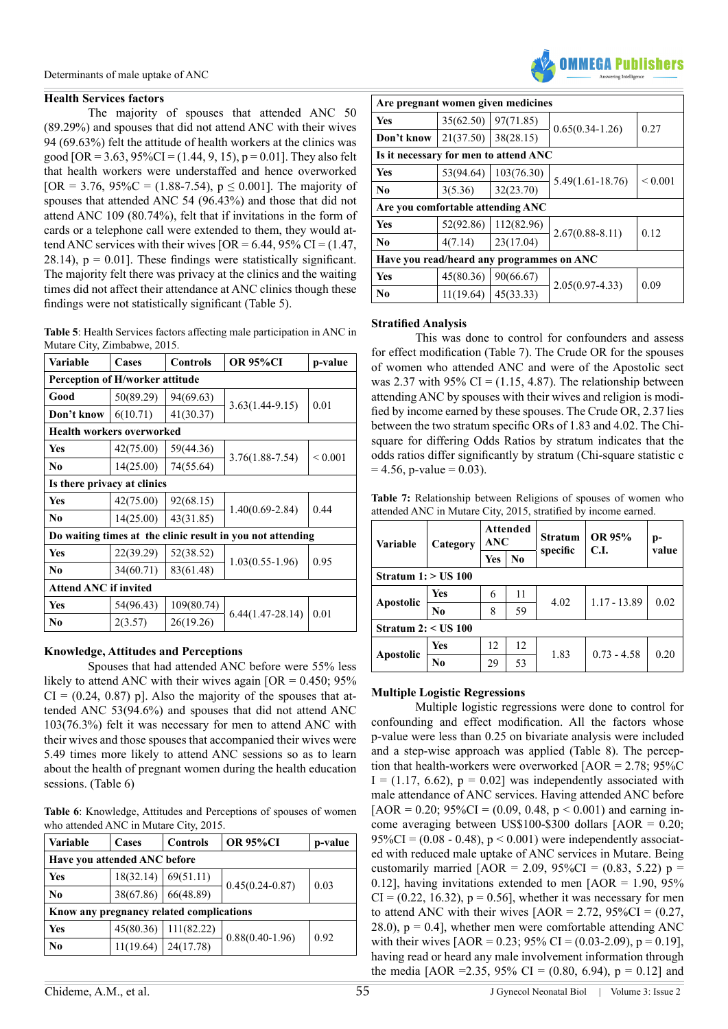### Health Services factors

The majority of spouses that attended ANC 50 (89.29%) and spouses that did not attend ANC with their wives 94 (69.63%) felt the attitude of health workers at the clinics was good [OR = 3.63, 95%CI = (1.44, 9, 15), p = 0.01]. They also felt that health workers were understaffed and hence overworked [OR = 3.76, 95%C = (1.88-7.54), p ≤ 0.001]. The majority of spouses that attended ANC 54 (96.43%) and those that did not attend ANC 109 (80.74%), felt that if invitations in the form of cards or a telephone call were extended to them, they would attend ANC services with their wives [OR = 6.44, 95% CI = (1.47, 28.14), p = 0.01]. These findings were statistically significant. The majority felt there was privacy at the clinics and the waiting times did not affect their attendance at ANC clinics though these findings were not statistically significant (Table 5).

**Table 5**: Health Services factors affecting male participation in ANC in Mutare City, Zimbabwe, 2015.

| Variable | Cases | Controls | OR 95%CI | p-value |
|---|---|---|---|---|
| **Perception of H/worker attitude** | | | | |
| **Good** | 50(89.29) | 94(69.63) | 3.63(1.44-9.15) | 0.01 |
| **Don't know** | 6(10.71) | 41(30.37) | | |
| **Health workers overworked** | | | | |
| **Yes** | 42(75.00) | 59(44.36) | 3.76(1.88-7.54) | < 0.001 |
| **No** | 14(25.00) | 74(55.64) | | |
| **Is there privacy at clinics** | | | | |
| **Yes** | 42(75.00) | 92(68.15) | 1.40(0.69-2.84) | 0.44 |
| **No** | 14(25.00) | 43(31.85) | | |
| **Do waiting times at the clinic result in you not attending** | | | | |
| **Yes** | 22(39.29) | 52(38.52) | 1.03(0.55-1.96) | 0.95 |
| **No** | 34(60.71) | 83(61.48) | | |
| **Attend ANC if invited** | | | | |
| **Yes** | 54(96.43) | 109(80.74) | 6.44(1.47-28.14) | 0.01 |
| **No** | 2(3.57) | 26(19.26) | | |

### Knowledge, Attitudes and Perceptions

Spouses that had attended ANC before were 55% less likely to attend ANC with their wives again [OR = 0.450; 95% CI = (0.24, 0.87) p]. Also the majority of the spouses that attended ANC 53(94.6%) and spouses that did not attend ANC 103(76.3%) felt it was necessary for men to attend ANC with their wives and those spouses that accompanied their wives were 5.49 times more likely to attend ANC sessions so as to learn about the health of pregnant women during the health education sessions. (Table 6)

**Table 6**: Knowledge, Attitudes and Perceptions of spouses of women who attended ANC in Mutare City, 2015.

| Variable | Cases | Controls | OR 95%CI | p-value |
|---|---|---|---|---|
| **Have you attended ANC before** | | | | |
| **Yes** | 18(32.14) | 69(51.11) | 0.45(0.24-0.87) | 0.03 |
| **No** | 38(67.86) | 66(48.89) | | |
| **Know any pregnancy related complications** | | | | |
| **Yes** | 45(80.36) | 111(82.22) | 0.88(0.40-1.96) | 0.92 |
| **No** | 11(19.64) | 24(17.78) | | |
| **Are pregnant women given medicines** | | | | |
| **Yes** | 35(62.50) | 97(71.85) | 0.65(0.34-1.26) | 0.27 |
| **Don't know** | 21(37.50) | 38(28.15) | | |
| **Is it necessary for men to attend ANC** | | | | |
| **Yes** | 53(94.64) | 103(76.30) | 5.49(1.61-18.76) | < 0.001 |
| **No** | 3(5.36) | 32(23.70) | | |
| **Are you comfortable attending ANC** | | | | |
| **Yes** | 52(92.86) | 112(82.96) | 2.67(0.88-8.11) | 0.12 |
| **No** | 4(7.14) | 23(17.04) | | |
| **Have you read/heard any programmes on ANC** | | | | |
| **Yes** | 45(80.36) | 90(66.67) | 2.05(0.97-4.33) | 0.09 |
| **No** | 11(19.64) | 45(33.33) | | |

### Stratified Analysis

This was done to control for confounders and assess for effect modification (Table 7). The Crude OR for the spouses of women who attended ANC and were of the Apostolic sect was 2.37 with 95% CI = (1.15, 4.87). The relationship between attending ANC by spouses with their wives and religion is modified by income earned by these spouses. The Crude OR, 2.37 lies between the two stratum specific ORs of 1.83 and 4.02. The Chi-square for differing Odds Ratios by stratum indicates that the odds ratios differ significantly by stratum (Chi-square statistic c = 4.56, p-value = 0.03).

**Table 7:** Relationship between Religions of spouses of women who attended ANC in Mutare City, 2015, stratified by income earned.

| Variable | Category | Attended ANC | | Stratum specific | OR 95% C.I. | p-value |
|---|---|---|---|---|---|---|
| | | **Yes** | **No** | | | |
| **Stratum 1: > US 100** | | | | | | |
| **Apostolic** | **Yes** | 6 | 11 | 4.02 | 1.17 - 13.89 | 0.02 |
| | **No** | 8 | 59 | | | |
| **Stratum 2: < US 100** | | | | | | |
| **Apostolic** | **Yes** | 12 | 12 | 1.83 | 0.73 - 4.58 | 0.20 |
| | **No** | 29 | 53 | | | |

### Multiple Logistic Regressions

Multiple logistic regressions were done to control for confounding and effect modification. All the factors whose p-value were less than 0.25 on bivariate analysis were included and a step-wise approach was applied (Table 8). The perception that health-workers were overworked [AOR = 2.78; 95%C I = (1.17, 6.62), p = 0.02] was independently associated with male attendance of ANC services. Having attended ANC before [AOR = 0.20; 95%CI = (0.09, 0.48, p < 0.001) and earning income averaging between US$100-$300 dollars [AOR = 0.20; 95%CI = (0.08 - 0.48), p < 0.001) were independently associated with reduced male uptake of ANC services in Mutare. Being customarily married [AOR = 2.09, 95%CI = (0.83, 5.22) p = 0.12], having invitations extended to men [AOR = 1.90, 95% CI = (0.22, 16.32), p = 0.56], whether it was necessary for men to attend ANC with their wives [AOR = 2.72, 95%CI = (0.27, 28.0), p = 0.4], whether men were comfortable attending ANC with their wives [AOR = 0.23; 95% CI = (0.03-2.09), p = 0.19], having read or heard any male involvement information through the media [AOR =2.35, 95% CI = (0.80, 6.94), p = 0.12] and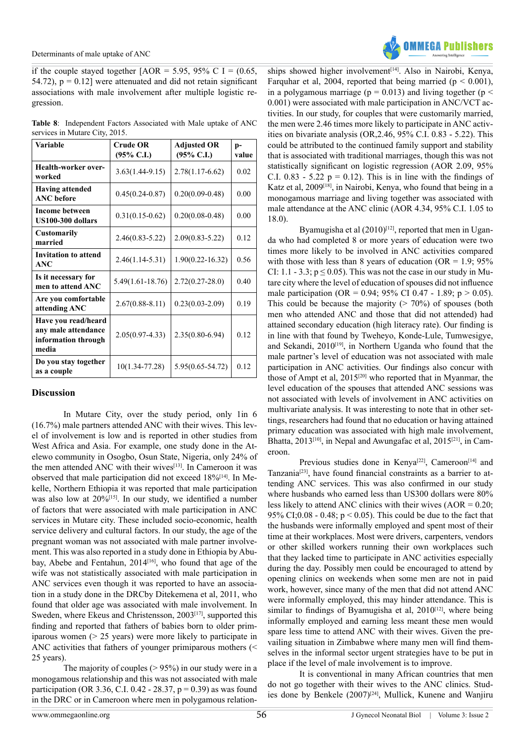if the couple stayed together [AOR = 5.95, 95% C I = (0.65, 54.72), p = 0.12] were attenuated and did not retain significant associations with male involvement after multiple logistic regression.

**Table 8**: Independent Factors Associated with Male uptake of ANC services in Mutare City, 2015.

| Variable | Crude OR (95% C.I.) | Adjusted OR (95% C.I.) | p-value |
|---|---|---|---|
| **Health-worker overworked** | 3.63(1.44-9.15) | 2.78(1.17-6.62) | 0.02 |
| **Having attended ANC before** | 0.45(0.24-0.87) | 0.20(0.09-0.48) | 0.00 |
| **Income between US100-300 dollars** | 0.31(0.15-0.62) | 0.20(0.08-0.48) | 0.00 |
| **Customarily married** | 2.46(0.83-5.22) | 2.09(0.83-5.22) | 0.12 |
| **Invitation to attend ANC** | 2.46(1.14-5.31) | 1.90(0.22-16.32) | 0.56 |
| **Is it necessary for men to attend ANC** | 5.49(1.61-18.76) | 2.72(0.27-28.0) | 0.40 |
| **Are you comfortable attending ANC** | 2.67(0.88-8.11) | 0.23(0.03-2.09) | 0.19 |
| **Have you read/heard any male attendance information through media** | 2.05(0.97-4.33) | 2.35(0.80-6.94) | 0.12 |
| **Do you stay together as a couple** | 10(1.34-77.28) | 5.95(0.65-54.72) | 0.12 |

## Discussion

In Mutare City, over the study period, only 1in 6 (16.7%) male partners attended ANC with their wives. This level of involvement is low and is reported in other studies from West Africa and Asia. For example, one study done in the Atelewo community in Osogbo, Osun State, Nigeria, only 24% of the men attended ANC with their wives[13]. In Cameroon it was observed that male participation did not exceed 18%[14]. In Mekelle, Northern Ethiopia it was reported that male participation was also low at 20%[15]. In our study, we identified a number of factors that were associated with male participation in ANC services in Mutare city. These included socio-economic, health service delivery and cultural factors. In our study, the age of the pregnant woman was not associated with male partner involvement. This was also reported in a study done in Ethiopia by Abubay, Abebe and Fentahun, 2014[16], who found that age of the wife was not statistically associated with male participation in ANC services even though it was reported to have an association in a study done in the DRCby Ditekemena et al, 2011, who found that older age was associated with male involvement. In Sweden, where Ekeus and Christensson, 2003[17], supported this finding and reported that fathers of babies born to older primiparous women (> 25 years) were more likely to participate in ANC activities that fathers of younger primiparous mothers (< 25 years).

The majority of couples (> 95%) in our study were in a monogamous relationship and this was not associated with male participation (OR 3.36, C.I. 0.42 - 28.37, p = 0.39) as was found in the DRC or in Cameroon where men in polygamous relationships showed higher involvement[14]. Also in Nairobi, Kenya, Farquhar et al, 2004, reported that being married (p < 0.001), in a polygamous marriage (p = 0.013) and living together (p < 0.001) were associated with male participation in ANC/VCT activities. In our study, for couples that were customarily married, the men were 2.46 times more likely to participate in ANC activities on bivariate analysis (OR,2.46, 95% C.I. 0.83 - 5.22). This could be attributed to the continued family support and stability that is associated with traditional marriages, though this was not statistically significant on logistic regression (AOR 2.09, 95% C.I. 0.83 - 5.22 p = 0.12). This is in line with the findings of Katz et al, 2009[18], in Nairobi, Kenya, who found that being in a monogamous marriage and living together was associated with male attendance at the ANC clinic (AOR 4.34, 95% C.I. 1.05 to 18.0).

Byamugisha et al (2010)[12], reported that men in Uganda who had completed 8 or more years of education were two times more likely to be involved in ANC activities compared with those with less than 8 years of education (OR = 1.9; 95% CI: 1.1 - 3.3; p ≤ 0.05). This was not the case in our study in Mutare city where the level of education of spouses did not influence male participation (OR = 0.94; 95% CI 0.47 - 1.89; p > 0.05). This could be because the majority (> 70%) of spouses (both men who attended ANC and those that did not attended) had attained secondary education (high literacy rate). Our finding is in line with that found by Tweheyo, Konde-Lule, Tumwesigye, and Sekandi, 2010[19], in Northern Uganda who found that the male partner's level of education was not associated with male participation in ANC activities. Our findings also concur with those of Ampt et al, 2015[20] who reported that in Myanmar, the level education of the spouses that attended ANC sessions was not associated with levels of involvement in ANC activities on multivariate analysis. It was interesting to note that in other settings, researchers had found that no education or having attained primary education was associated with high male involvement, Bhatta, 2013[10], in Nepal and Awungafac et al, 2015[21], in Cameroon.

Previous studies done in Kenya[22], Cameroon[14] and Tanzania[23], have found financial constraints as a barrier to attending ANC services. This was also confirmed in our study where husbands who earned less than US300 dollars were 80% less likely to attend ANC clinics with their wives (AOR = 0.20; 95% CI;0.08 - 0.48; p < 0.05). This could be due to the fact that the husbands were informally employed and spent most of their time at their workplaces. Most were drivers, carpenters, vendors or other skilled workers running their own workplaces such that they lacked time to participate in ANC activities especially during the day. Possibly men could be encouraged to attend by opening clinics on weekends when some men are not in paid work, however, since many of the men that did not attend ANC were informally employed, this may hinder attendance. This is similar to findings of Byamugisha et al, 2010[12], where being informally employed and earning less meant these men would spare less time to attend ANC with their wives. Given the prevailing situation in Zimbabwe where many men will find themselves in the informal sector urgent strategies have to be put in place if the level of male involvement is to improve.

It is conventional in many African countries that men do not go together with their wives to the ANC clinics. Studies done by Benkele (2007)[24], Mullick, Kunene and Wanjiru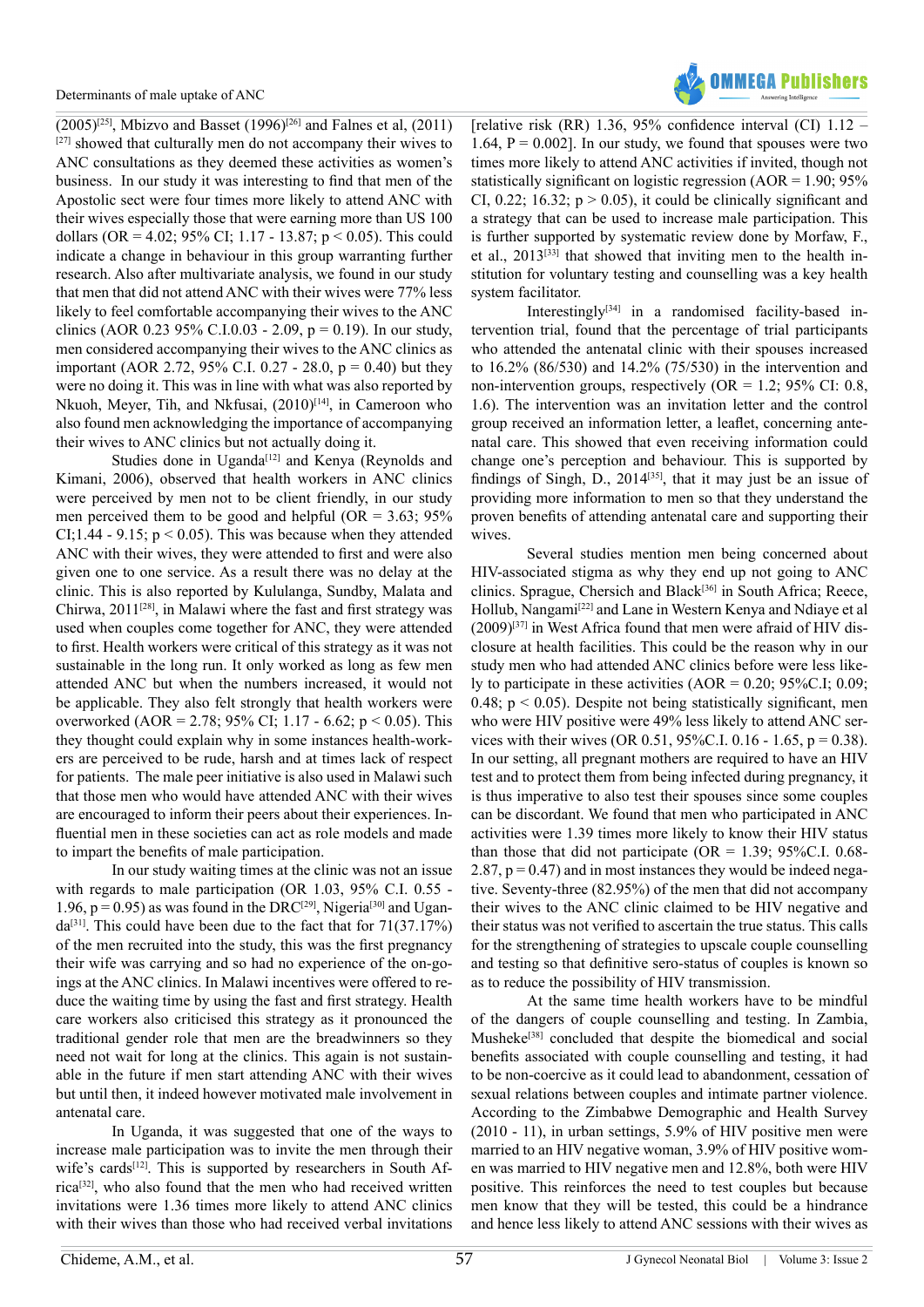(2005)[25], Mbizvo and Basset (1996)[26] and Falnes et al, (2011) [27] showed that culturally men do not accompany their wives to ANC consultations as they deemed these activities as women's business. In our study it was interesting to find that men of the Apostolic sect were four times more likely to attend ANC with their wives especially those that were earning more than US 100 dollars (OR = 4.02; 95% CI; 1.17 - 13.87; $p < 0.05$). This could indicate a change in behaviour in this group warranting further research. Also after multivariate analysis, we found in our study that men that did not attend ANC with their wives were 77% less likely to feel comfortable accompanying their wives to the ANC clinics (AOR 0.23 95% C.I.0.03 - 2.09, p = 0.19). In our study, men considered accompanying their wives to the ANC clinics as important (AOR 2.72, 95% C.I. 0.27 - 28.0, p = 0.40) but they were no doing it. This was in line with what was also reported by Nkuoh, Meyer, Tih, and Nkfusai, (2010)[14], in Cameroon who also found men acknowledging the importance of accompanying their wives to ANC clinics but not actually doing it.

Studies done in Uganda[12] and Kenya (Reynolds and Kimani, 2006), observed that health workers in ANC clinics were perceived by men not to be client friendly, in our study men perceived them to be good and helpful (OR = 3.63; 95% CI;1.44 - 9.15; $p < 0.05$). This was because when they attended ANC with their wives, they were attended to first and were also given one to one service. As a result there was no delay at the clinic. This is also reported by Kululanga, Sundby, Malata and Chirwa, 2011[28], in Malawi where the fast and first strategy was used when couples come together for ANC, they were attended to first. Health workers were critical of this strategy as it was not sustainable in the long run. It only worked as long as few men attended ANC but when the numbers increased, it would not be applicable. They also felt strongly that health workers were overworked (AOR = 2.78; 95% CI; 1.17 - 6.62; $p < 0.05$). This they thought could explain why in some instances health-workers are perceived to be rude, harsh and at times lack of respect for patients. The male peer initiative is also used in Malawi such that those men who would have attended ANC with their wives are encouraged to inform their peers about their experiences. Influential men in these societies can act as role models and made to impart the benefits of male participation.

In our study waiting times at the clinic was not an issue with regards to male participation (OR 1.03, 95% C.I. 0.55 - 1.96, p = 0.95) as was found in the DRC[29], Nigeria[30] and Uganda[31]. This could have been due to the fact that for 71(37.17%) of the men recruited into the study, this was the first pregnancy their wife was carrying and so had no experience of the on-goings at the ANC clinics. In Malawi incentives were offered to reduce the waiting time by using the fast and first strategy. Health care workers also criticised this strategy as it pronounced the traditional gender role that men are the breadwinners so they need not wait for long at the clinics. This again is not sustainable in the future if men start attending ANC with their wives but until then, it indeed however motivated male involvement in antenatal care.

In Uganda, it was suggested that one of the ways to increase male participation was to invite the men through their wife's cards[12]. This is supported by researchers in South Africa[32], who also found that the men who had received written invitations were 1.36 times more likely to attend ANC clinics with their wives than those who had received verbal invitations [relative risk (RR) 1.36, 95% confidence interval (CI) 1.12 – 1.64, P = 0.002]. In our study, we found that spouses were two times more likely to attend ANC activities if invited, though not statistically significant on logistic regression (AOR = 1.90; 95% CI, 0.22; 16.32; $p > 0.05$), it could be clinically significant and a strategy that can be used to increase male participation. This is further supported by systematic review done by Morfaw, F., et al., 2013[33] that showed that inviting men to the health institution for voluntary testing and counselling was a key health system facilitator.

Interestingly[34] in a randomised facility-based intervention trial, found that the percentage of trial participants who attended the antenatal clinic with their spouses increased to 16.2% (86/530) and 14.2% (75/530) in the intervention and non-intervention groups, respectively (OR = 1.2; 95% CI: 0.8, 1.6). The intervention was an invitation letter and the control group received an information letter, a leaflet, concerning antenatal care. This showed that even receiving information could change one's perception and behaviour. This is supported by findings of Singh, D., 2014[35], that it may just be an issue of providing more information to men so that they understand the proven benefits of attending antenatal care and supporting their wives.

Several studies mention men being concerned about HIV-associated stigma as why they end up not going to ANC clinics. Sprague, Chersich and Black[36] in South Africa; Reece, Hollub, Nangami[22] and Lane in Western Kenya and Ndiaye et al (2009)[37] in West Africa found that men were afraid of HIV disclosure at health facilities. This could be the reason why in our study men who had attended ANC clinics before were less likely to participate in these activities (AOR = 0.20; 95%C.I; 0.09; 0.48; $p < 0.05$). Despite not being statistically significant, men who were HIV positive were 49% less likely to attend ANC services with their wives (OR 0.51, 95%C.I. 0.16 - 1.65, p = 0.38). In our setting, all pregnant mothers are required to have an HIV test and to protect them from being infected during pregnancy, it is thus imperative to also test their spouses since some couples can be discordant. We found that men who participated in ANC activities were 1.39 times more likely to know their HIV status than those that did not participate (OR = 1.39; 95%C.I. 0.68-2.87, p = 0.47) and in most instances they would be indeed negative. Seventy-three (82.95%) of the men that did not accompany their wives to the ANC clinic claimed to be HIV negative and their status was not verified to ascertain the true status. This calls for the strengthening of strategies to upscale couple counselling and testing so that definitive sero-status of couples is known so as to reduce the possibility of HIV transmission.

At the same time health workers have to be mindful of the dangers of couple counselling and testing. In Zambia, Musheke[38] concluded that despite the biomedical and social benefits associated with couple counselling and testing, it had to be non-coercive as it could lead to abandonment, cessation of sexual relations between couples and intimate partner violence. According to the Zimbabwe Demographic and Health Survey (2010 - 11), in urban settings, 5.9% of HIV positive men were married to an HIV negative woman, 3.9% of HIV positive women was married to HIV negative men and 12.8%, both were HIV positive. This reinforces the need to test couples but because men know that they will be tested, this could be a hindrance and hence less likely to attend ANC sessions with their wives as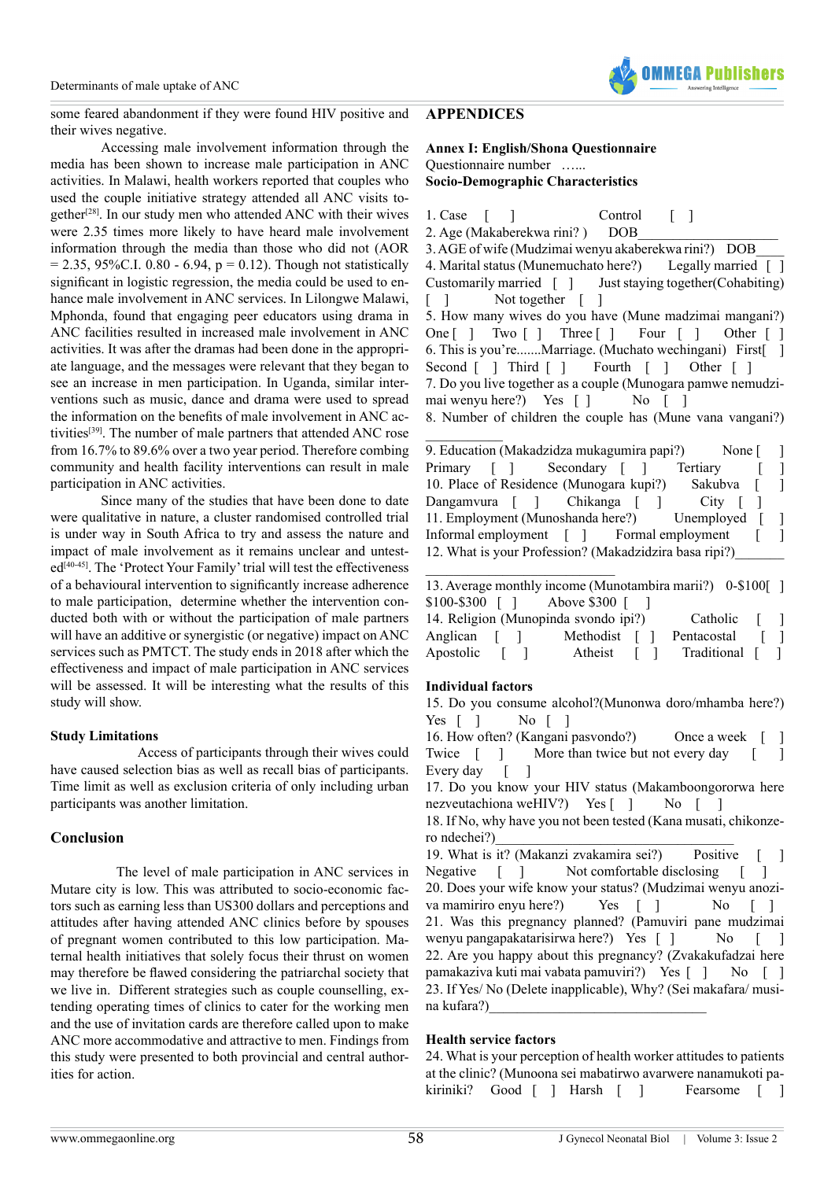some feared abandonment if they were found HIV positive and their wives negative.

Accessing male involvement information through the media has been shown to increase male participation in ANC activities. In Malawi, health workers reported that couples who used the couple initiative strategy attended all ANC visits together[28]. In our study men who attended ANC with their wives were 2.35 times more likely to have heard male involvement information through the media than those who did not (AOR = 2.35, 95%C.I. 0.80 - 6.94, p = 0.12). Though not statistically significant in logistic regression, the media could be used to enhance male involvement in ANC services. In Lilongwe Malawi, Mphonda, found that engaging peer educators using drama in ANC facilities resulted in increased male involvement in ANC activities. It was after the dramas had been done in the appropriate language, and the messages were relevant that they began to see an increase in men participation. In Uganda, similar interventions such as music, dance and drama were used to spread the information on the benefits of male involvement in ANC activities[39]. The number of male partners that attended ANC rose from 16.7% to 89.6% over a two year period. Therefore combing community and health facility interventions can result in male participation in ANC activities.

Since many of the studies that have been done to date were qualitative in nature, a cluster randomised controlled trial is under way in South Africa to try and assess the nature and impact of male involvement as it remains unclear and untested[40-45]. The 'Protect Your Family' trial will test the effectiveness of a behavioural intervention to significantly increase adherence to male participation, determine whether the intervention conducted both with or without the participation of male partners will have an additive or synergistic (or negative) impact on ANC services such as PMTCT. The study ends in 2018 after which the effectiveness and impact of male participation in ANC services will be assessed. It will be interesting what the results of this study will show.

### Study Limitations

Access of participants through their wives could have caused selection bias as well as recall bias of participants. Time limit as well as exclusion criteria of only including urban participants was another limitation.

## Conclusion

The level of male participation in ANC services in Mutare city is low. This was attributed to socio-economic factors such as earning less than US300 dollars and perceptions and attitudes after having attended ANC clinics before by spouses of pregnant women contributed to this low participation. Maternal health initiatives that solely focus their thrust on women may therefore be flawed considering the patriarchal society that we live in. Different strategies such as couple counselling, extending operating times of clinics to cater for the working men and the use of invitation cards are therefore called upon to make ANC more accommodative and attractive to men. Findings from this study were presented to both provincial and central authorities for action.

## APPENDICES

**Annex I: English/Shona Questionnaire**

Questionnaire number ......

**Socio-Demographic Characteristics**

1. Case [ ] Control [ ]
2. Age (Makaberekwa rini? ) DOB___________________
3. AGE of wife (Mudzimai wenyu akaberekwa rini?) DOB____
4. Marital status (Munemuchato here?) Legally married [ ] Customarily married [ ] Just staying together(Cohabiting) [ ] Not together [ ]
5. How many wives do you have (Mune madzimai mangani?) One [ ] Two [ ] Three [ ] Four [ ] Other [ ]
6. This is you're.......Marriage. (Muchato wechingani) First[ ] Second [ ] Third [ ] Fourth [ ] Other [ ]
7. Do you live together as a couple (Munogara pamwe nemudzimai wenyu here?) Yes [ ] No [ ]
8. Number of children the couple has (Mune vana vangani?) ___________
9. Education (Makadzidza mukagumira papi?) None [ ] Primary [ ] Secondary [ ] Tertiary [ ]
10. Place of Residence (Munogara kupi?) Sakubva [ ] Dangamvura [ ] Chikanga [ ] City [ ]
11. Employment (Munoshanda here?) Unemployed [ ] Informal employment [ ] Formal employment [ ]
12. What is your Profession? (Makadzidzira basa ripi?)_______ ________________________
13. Average monthly income (Munotambira marii?) 0-$100[ ] $100-$300 [ ] Above $300 [ ]
14. Religion (Munopinda svondo ipi?) Catholic [ ] Anglican [ ] Methodist [ ] Pentacostal [ ] Apostolic [ ] Atheist [ ] Traditional [ ]

**Individual factors**

15. Do you consume alcohol?(Munonwa doro/mhamba here?) Yes [ ] No [ ]
16. How often? (Kangani pasvondo?) Once a week [ ] Twice [ ] More than twice but not every day [ ] Every day [ ]
17. Do you know your HIV status (Makamboongororwa here nezveutachiona weHIV?) Yes [ ] No [ ]
18. If No, why have you not been tested (Kana musati, chikonzero ndechei?)________________________________
19. What is it? (Makanzi zvakamira sei?) Positive [ ] Negative [ ] Not comfortable disclosing [ ]
20. Does your wife know your status? (Mudzimai wenyu anoziva mamiriro enyu here?) Yes [ ] No [ ]
21. Was this pregnancy planned? (Pamuviri pane mudzimai wenyu pangapakatarisirwa here?) Yes [ ] No [ ]
22. Are you happy about this pregnancy? (Zvakakufadzai here pamakaziva kuti mai vabata pamuviri?) Yes [ ] No [ ]
23. If Yes/ No (Delete inapplicable), Why? (Sei makafara/ musina kufara?)______________________________

**Health service factors**

24. What is your perception of health worker attitudes to patients at the clinic? (Munoona sei mabatirwo avarwere nanamukoti pakiriniki? Good [ ] Harsh [ ] Fearsome [ ]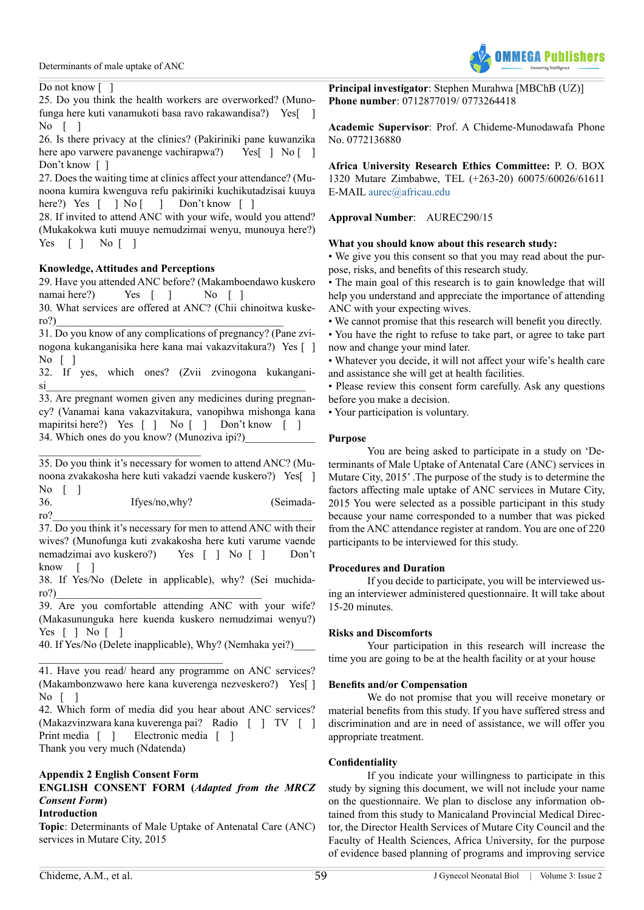Do not know [ ]

25. Do you think the health workers are overworked? (Munofunga here kuti vanamukoti basa ravo rakawandisa?) Yes[ ] No [ ]

26. Is there privacy at the clinics? (Pakiriniki pane kuwanzika here apo varwere pavanenge vachirapwa?) Yes[ ] No [ ] Don't know [ ]

27. Does the waiting time at clinics affect your attendance? (Munoona kumira kwenguva refu pakiriniki kuchikutadzisai kuuya here?) Yes [ ] No [ ] Don't know [ ]

28. If invited to attend ANC with your wife, would you attend? (Mukakokwa kuti muuye nemudzimai wenyu, munouya here?) Yes [ ] No [ ]

**Knowledge, Attitudes and Perceptions**

29. Have you attended ANC before? (Makamboendawo kuskero namai here?) Yes [ ] No [ ]

30. What services are offered at ANC? (Chii chinoitwa kuskero?)________________________________________________

31. Do you know of any complications of pregnancy? (Pane zvinogona kukanganisika here kana mai vakazvitakura?) Yes [ ] No [ ]

32. If yes, which ones? (Zvii zvinogona kukanganisi________________________________________________________

33. Are pregnant women given any medicines during pregnancy? (Vanamai kana vakazvitakura, vanopihwa mishonga kana mapiritsi here?) Yes [ ] No [ ] Don't know [ ]

34. Which ones do you know? (Munoziva ipi?)_____________

___________________________________

35. Do you think it's necessary for women to attend ANC? (Munoona zvakakosha here kuti vakadzi vaende kuskero?) Yes[ ] No [ ]

36. Ifyes/no,why? (Seimadaro?________________________________________________________

37. Do you think it's necessary for men to attend ANC with their wives? (Munofunga kuti zvakakosha here kuti varume vaende nemadzimai avo kuskero?) Yes [ ] No [ ] Don't know [ ]

38. If Yes/No (Delete in applicable), why? (Sei muchidaro?)__________________________________________

39. Are you comfortable attending ANC with your wife? (Makasununguka here kuenda kuskero nemudzimai wenyu?) Yes [ ] No [ ]

40. If Yes/No (Delete inapplicable), Why? (Nemhaka yei?)____

_______________________________________

41. Have you read/ heard any programme on ANC services? (Makambonzwawo here kana kuverenga nezveskero?) Yes[ ] No [ ]

42. Which form of media did you hear about ANC services? (Makazvinzwara kana kuverenga pai? Radio [ ] TV [ ] Print media [ ] Electronic media [ ]

Thank you very much (Ndatenda)

**Appendix 2 English Consent Form**

**ENGLISH CONSENT FORM (*Adapted from the MRCZ Consent Form*)**

**Introduction**

**Topic**: Determinants of Male Uptake of Antenatal Care (ANC) services in Mutare City, 2015

**Principal investigator**: Stephen Murahwa [MBChB (UZ)]
**Phone number**: 0712877019/ 0773264418

**Academic Supervisor**: Prof. A Chideme-Munodawafa Phone No. 0772136880

**Africa University Research Ethics Committee:** P. O. BOX 1320 Mutare Zimbabwe, TEL (+263-20) 60075/60026/61611 E-MAIL aurec@africau.edu

**Approval Number**: AUREC290/15

**What you should know about this research study:**

- We give you this consent so that you may read about the purpose, risks, and benefits of this research study.
- The main goal of this research is to gain knowledge that will help you understand and appreciate the importance of attending ANC with your expecting wives.
- We cannot promise that this research will benefit you directly.
- You have the right to refuse to take part, or agree to take part now and change your mind later.
- Whatever you decide, it will not affect your wife's health care and assistance she will get at health facilities.
- Please review this consent form carefully. Ask any questions before you make a decision.
- Your participation is voluntary.

**Purpose**

You are being asked to participate in a study on 'Determinants of Male Uptake of Antenatal Care (ANC) services in Mutare City, 2015' .The purpose of the study is to determine the factors affecting male uptake of ANC services in Mutare City, 2015 You were selected as a possible participant in this study because your name corresponded to a number that was picked from the ANC attendance register at random. You are one of 220 participants to be interviewed for this study.

**Procedures and Duration**

If you decide to participate, you will be interviewed using an interviewer administered questionnaire. It will take about 15-20 minutes.

**Risks and Discomforts**

Your participation in this research will increase the time you are going to be at the health facility or at your house

**Benefits and/or Compensation**

We do not promise that you will receive monetary or material benefits from this study. If you have suffered stress and discrimination and are in need of assistance, we will offer you appropriate treatment.

**Confidentiality**

If you indicate your willingness to participate in this study by signing this document, we will not include your name on the questionnaire. We plan to disclose any information obtained from this study to Manicaland Provincial Medical Director, the Director Health Services of Mutare City Council and the Faculty of Health Sciences, Africa University, for the purpose of evidence based planning of programs and improving service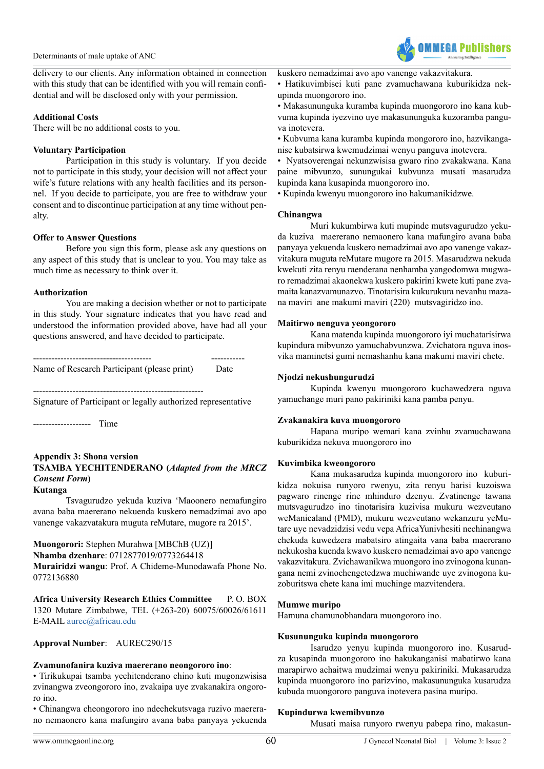delivery to our clients. Any information obtained in connection with this study that can be identified with you will remain confidential and will be disclosed only with your permission.

**Additional Costs**

There will be no additional costs to you.

**Voluntary Participation**

Participation in this study is voluntary. If you decide not to participate in this study, your decision will not affect your wife's future relations with any health facilities and its personnel. If you decide to participate, you are free to withdraw your consent and to discontinue participation at any time without penalty.

**Offer to Answer Questions**

Before you sign this form, please ask any questions on any aspect of this study that is unclear to you. You may take as much time as necessary to think over it.

**Authorization**

You are making a decision whether or not to participate in this study. Your signature indicates that you have read and understood the information provided above, have had all your questions answered, and have decided to participate.

--------------------------------------- -----------
Name of Research Participant (please print) Date

---------------------------------------------------------
Signature of Participant or legally authorized representative

------------------- Time

**Appendix 3: Shona version**

**TSAMBA YECHITENDERANO (*Adapted from the MRCZ Consent Form*)**

**Kutanga**

Tsvagurudzo yekuda kuziva 'Maoonero nemafungiro avana baba maererano nekuenda kuskero nemadzimai avo apo vanenge vakazvatakura muguta reMutare, mugore ra 2015'.

**Muongorori:** Stephen Murahwa [MBChB (UZ)]
**Nhamba dzenhare**: 0712877019/0773264418
**Murairidzi wangu**: Prof. A Chideme-Munodawafa Phone No. 0772136880

**Africa University Research Ethics Committee** P. O. BOX 1320 Mutare Zimbabwe, TEL (+263-20) 60075/60026/61611 E-MAIL aurec@africau.edu

**Approval Number**: AUREC290/15

**Zvamunofanira kuziva maererano neongororo ino**:

- Tirikukupai tsamba yechitenderano chino kuti mugonzwisisa zvinangwa zveongororo ino, zvakaipa uye zvakanakira ongororo ino.
- Chinangwa cheongororo ino ndechekutsvaga ruzivo maererano nemaonero kana mafungiro avana baba panyaya yekuenda kuskero nemadzimai avo apo vanenge vakazvitakura.
- Hatikuvimbisei kuti pane zvamuchawana kuburikidza nekupinda muongororo ino.
- Makasunungura kuramba kupinda muongororo ino kana kubvuma kupinda iyezvino uye makasununguka kuzoramba panguva inotevera.
- Kubvuma kana kuramba kupinda mongororo ino, hazvikanganise kubatsirwa kwemudzimai wenyu panguva inotevera.
- Nyatsoverengai nekunzwisisa gwaro rino zvakakwana. Kana paine mibvunzo, sunungukai kubvunza musati masarudza kupinda kana kusapinda muongororo ino.
- Kupinda kwenyu muongororo ino hakumanikidzwe.

**Chinangwa**

Muri kukumbirwa kuti mupinde mutsvagurudzo yekuda kuziva maererano nemaonero kana mafungiro avana baba panyaya yekuenda kuskero nemadzimai avo apo vanenge vakazvitakura muguta reMutare mugore ra 2015. Masarudzwa nekuda kwekuti zita renyu raenderana nenhamba yangodomwa mugwaro remadzimai akaonekwa kuskero pakirini kwete kuti pane zvamaita kanazvamunazvo. Tinotarisira kukurukura nevanhu mazana maviri ane makumi maviri (220) mutsvagiridzo ino.

**Maitirwo nenguva yeongororo**

Kana matenda kupinda muongororo iyi muchatarisirwa kupindura mibvunzo yamuchabvunzwa. Zvichatora nguva inosvika maminetsi gumi nemashanhu kana makumi maviri chete.

**Njodzi nekushungurudzi**

Kupinda kwenyu muongororo kuchawedzera nguva yamuchange muri pano pakiriniki kana pamba penyu.

**Zvakanakira kuva muongororo**

Hapana muripo wemari kana zvinhu zvamuchawana kuburikidza nekuva muongororo ino

**Kuvimbika kweongororo**

Kana mukasarudza kupinda muongororo ino kuburikidza nokuisa runyoro rwenyu, zita renyu harisi kuzoiswa pagwaro rinenge rine mhinduro dzenyu. Zvatinenge tawana mutsvagurudzo ino tinotarisira kuzivisa mukuru wezveutano weManicaland (PMD), mukuru wezveutano wekanzuru yeMutare uye nevadzidzisi vedu vepa AfricaYunivhesiti nechinangwa chekuda kuwedzera mabatsiro atingaita vana baba maererano nekukosha kuenda kwavo kuskero nemadzimai avo apo vanenge vakazvitakura. Zvichawanikwa muongoro ino zvinogona kunangana nemi zvinochengetedzwa muchiwande uye zvinogona kuzoburitswa chete kana imi muchinge mazvitendera.

**Mumwe muripo**

Hamuna chamunobhandara muongororo ino.

**Kusununguka kupinda muongororo**

Isarudzo yenyu kupinda muongororo ino. Kusarudza kusapinda muongororo ino hakukanganisi mabatirwo kana marapirwo achaitwa mudzimai wenyu pakiriniki. Mukasarudza kupinda muongororo ino parizvino, makasununguka kusarudza kubuda muongororo panguva inotevera pasina muripo.

**Kupindurwa kwemibvunzo**

Musati maisa runyoro rwenyu pabepa rino, makasun-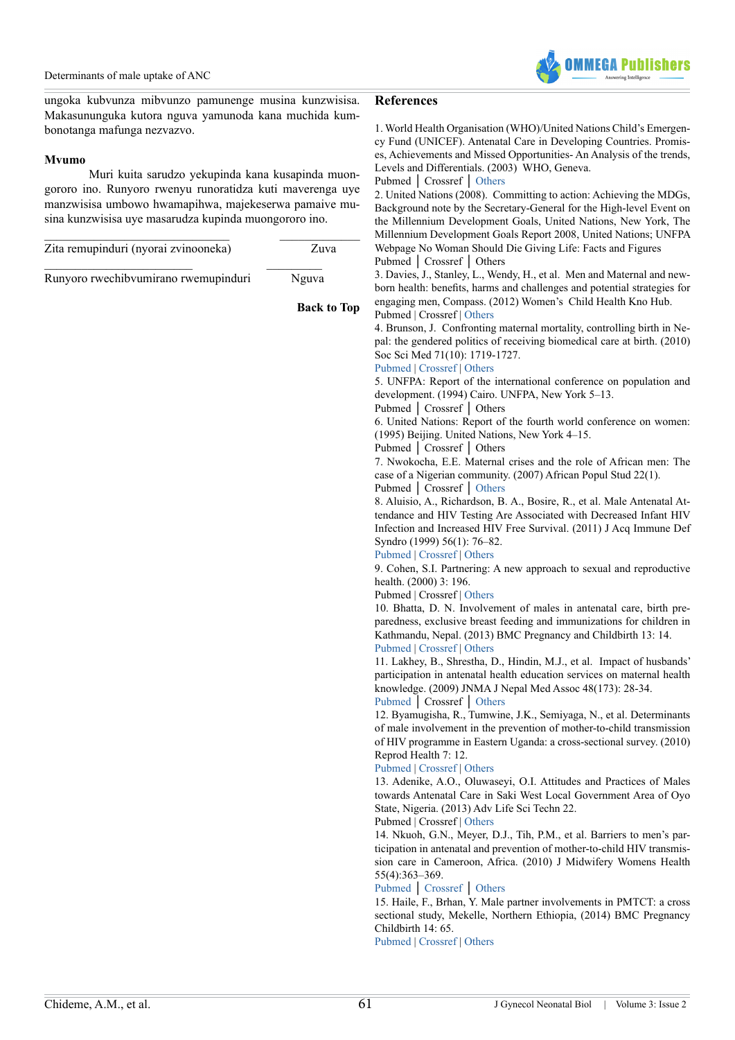ungoka kubvunza mibvunzo pamunenge musina kunzwisisa. Makasununguka kutora nguva yamunoda kana muchida kumbonotanga mafunga nezvazvo.

**Mvumo**

Muri kuita sarudzo yekupinda kana kusapinda muongororo ino. Runyoro rwenyu runoratidza kuti maverenga uye manzwisisa umbowo hwamapihwa, majekeserwa pamaive musina kunzwisisa uye masarudza kupinda muongororo ino.

\_\_\_\_\_\_\_\_\_\_\_\_\_\_\_\_\_\_\_\_\_\_\_\_\_\_\_\_\_\_ \_\_\_\_\_\_\_\_\_\_\_\_\_\_\_

Zita remupinduri (nyorai zvinooneka) Zuva

\_\_\_\_\_\_\_\_\_\_\_\_\_\_\_\_\_\_\_\_\_\_\_\_\_\_\_\_\_\_ \_\_\_\_\_\_\_\_\_\_\_\_\_\_\_

Runyoro rwechibvumirano rwemupinduri Nguva

**Back to Top**

## References

1. World Health Organisation (WHO)/United Nations Child's Emergency Fund (UNICEF). Antenatal Care in Developing Countries. Promises, Achievements and Missed Opportunities- An Analysis of the trends, Levels and Differentials. (2003) WHO, Geneva.
Pubmed │ Crossref │ Others
2. United Nations (2008). Committing to action: Achieving the MDGs, Background note by the Secretary-General for the High-level Event on the Millennium Development Goals, United Nations, New York, The Millennium Development Goals Report 2008, United Nations; UNFPA Webpage No Woman Should Die Giving Life: Facts and Figures
Pubmed │ Crossref │ Others
3. Davies, J., Stanley, L., Wendy, H., et al. Men and Maternal and newborn health: benefits, harms and challenges and potential strategies for engaging men, Compass. (2012) Women's Child Health Kno Hub.
Pubmed | Crossref | Others
4. Brunson, J. Confronting maternal mortality, controlling birth in Nepal: the gendered politics of receiving biomedical care at birth. (2010) Soc Sci Med 71(10): 1719-1727.
Pubmed | Crossref | Others
5. UNFPA: Report of the international conference on population and development. (1994) Cairo. UNFPA, New York 5–13.
Pubmed │ Crossref │ Others
6. United Nations: Report of the fourth world conference on women: (1995) Beijing. United Nations, New York 4–15.
Pubmed │ Crossref │ Others
7. Nwokocha, E.E. Maternal crises and the role of African men: The case of a Nigerian community. (2007) African Popul Stud 22(1).
Pubmed │ Crossref │ Others
8. Aluisio, A., Richardson, B. A., Bosire, R., et al. Male Antenatal Attendance and HIV Testing Are Associated with Decreased Infant HIV Infection and Increased HIV Free Survival. (2011) J Acq Immune Def Syndro (1999) 56(1): 76–82.
Pubmed | Crossref | Others
9. Cohen, S.I. Partnering: A new approach to sexual and reproductive health. (2000) 3: 196.
Pubmed | Crossref | Others
10. Bhatta, D. N. Involvement of males in antenatal care, birth preparedness, exclusive breast feeding and immunizations for children in Kathmandu, Nepal. (2013) BMC Pregnancy and Childbirth 13: 14.
Pubmed | Crossref | Others
11. Lakhey, B., Shrestha, D., Hindin, M.J., et al. Impact of husbands' participation in antenatal health education services on maternal health knowledge. (2009) JNMA J Nepal Med Assoc 48(173): 28-34.
Pubmed │ Crossref │ Others
12. Byamugisha, R., Tumwine, J.K., Semiyaga, N., et al. Determinants of male involvement in the prevention of mother-to-child transmission of HIV programme in Eastern Uganda: a cross-sectional survey. (2010) Reprod Health 7: 12.
Pubmed | Crossref | Others
13. Adenike, A.O., Oluwaseyi, O.I. Attitudes and Practices of Males towards Antenatal Care in Saki West Local Government Area of Oyo State, Nigeria. (2013) Adv Life Sci Techn 22.
Pubmed | Crossref | Others
14. Nkuoh, G.N., Meyer, D.J., Tih, P.M., et al. Barriers to men's participation in antenatal and prevention of mother-to-child HIV transmission care in Cameroon, Africa. (2010) J Midwifery Womens Health 55(4):363–369.
Pubmed │ Crossref │ Others
15. Haile, F., Brhan, Y. Male partner involvements in PMTCT: a cross sectional study, Mekelle, Northern Ethiopia, (2014) BMC Pregnancy Childbirth 14: 65.
Pubmed | Crossref | Others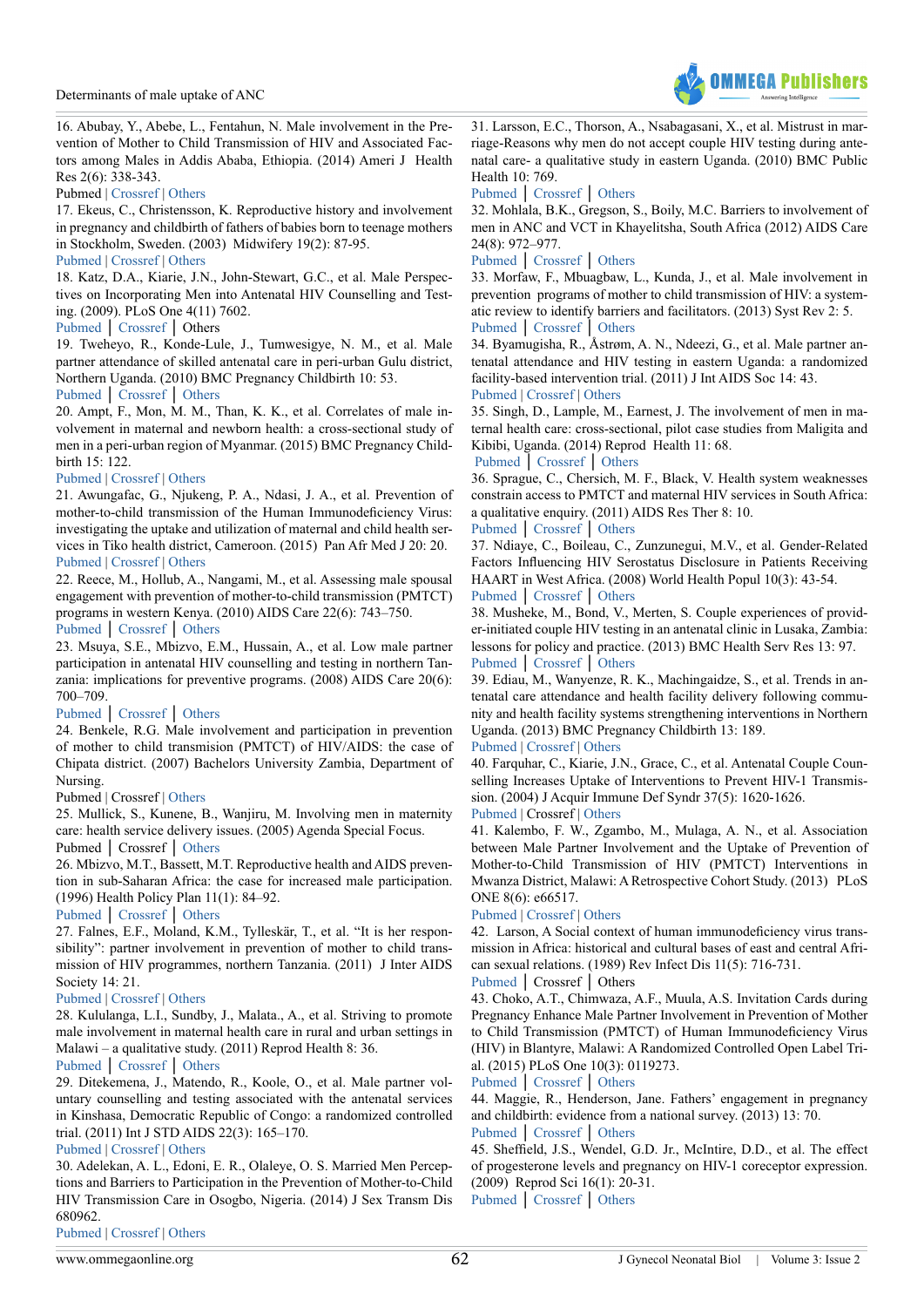16. Abubay, Y., Abebe, L., Fentahun, N. Male involvement in the Prevention of Mother to Child Transmission of HIV and Associated Factors among Males in Addis Ababa, Ethiopia. (2014) Ameri J Health Res 2(6): 338-343.
Pubmed | Crossref | Others

17. Ekeus, C., Christensson, K. Reproductive history and involvement in pregnancy and childbirth of fathers of babies born to teenage mothers in Stockholm, Sweden. (2003) Midwifery 19(2): 87-95.
Pubmed | Crossref | Others

18. Katz, D.A., Kiarie, J.N., John-Stewart, G.C., et al. Male Perspectives on Incorporating Men into Antenatal HIV Counselling and Testing. (2009). PLoS One 4(11) 7602.
Pubmed | Crossref | Others

19. Tweheyo, R., Konde-Lule, J., Tumwesigye, N. M., et al. Male partner attendance of skilled antenatal care in peri-urban Gulu district, Northern Uganda. (2010) BMC Pregnancy Childbirth 10: 53.
Pubmed | Crossref | Others

20. Ampt, F., Mon, M. M., Than, K. K., et al. Correlates of male involvement in maternal and newborn health: a cross-sectional study of men in a peri-urban region of Myanmar. (2015) BMC Pregnancy Childbirth 15: 122.
Pubmed | Crossref | Others

21. Awungafac, G., Njukeng, P. A., Ndasi, J. A., et al. Prevention of mother-to-child transmission of the Human Immunodeficiency Virus: investigating the uptake and utilization of maternal and child health services in Tiko health district, Cameroon. (2015) Pan Afr Med J 20: 20.
Pubmed | Crossref | Others

22. Reece, M., Hollub, A., Nangami, M., et al. Assessing male spousal engagement with prevention of mother-to-child transmission (PMTCT) programs in western Kenya. (2010) AIDS Care 22(6): 743–750.
Pubmed | Crossref | Others

23. Msuya, S.E., Mbizvo, E.M., Hussain, A., et al. Low male partner participation in antenatal HIV counselling and testing in northern Tanzania: implications for preventive programs. (2008) AIDS Care 20(6): 700–709.
Pubmed | Crossref | Others

24. Benkele, R.G. Male involvement and participation in prevention of mother to child transmision (PMTCT) of HIV/AIDS: the case of Chipata district. (2007) Bachelors University Zambia, Department of Nursing.
Pubmed | Crossref | Others

25. Mullick, S., Kunene, B., Wanjiru, M. Involving men in maternity care: health service delivery issues. (2005) Agenda Special Focus.
Pubmed | Crossref | Others

26. Mbizvo, M.T., Bassett, M.T. Reproductive health and AIDS prevention in sub-Saharan Africa: the case for increased male participation. (1996) Health Policy Plan 11(1): 84–92.
Pubmed | Crossref | Others

27. Falnes, E.F., Moland, K.M., Tylleskär, T., et al. "It is her responsibility": partner involvement in prevention of mother to child transmission of HIV programmes, northern Tanzania. (2011) J Inter AIDS Society 14: 21.
Pubmed | Crossref | Others

28. Kululanga, L.I., Sundby, J., Malata., A., et al. Striving to promote male involvement in maternal health care in rural and urban settings in Malawi – a qualitative study. (2011) Reprod Health 8: 36.
Pubmed | Crossref | Others

29. Ditekemena, J., Matendo, R., Koole, O., et al. Male partner voluntary counselling and testing associated with the antenatal services in Kinshasa, Democratic Republic of Congo: a randomized controlled trial. (2011) Int J STD AIDS 22(3): 165–170.
Pubmed | Crossref | Others

30. Adelekan, A. L., Edoni, E. R., Olaleye, O. S. Married Men Perceptions and Barriers to Participation in the Prevention of Mother-to-Child HIV Transmission Care in Osogbo, Nigeria. (2014) J Sex Transm Dis 680962.
Pubmed | Crossref | Others

31. Larsson, E.C., Thorson, A., Nsabagasani, X., et al. Mistrust in marriage-Reasons why men do not accept couple HIV testing during antenatal care- a qualitative study in eastern Uganda. (2010) BMC Public Health 10: 769.
Pubmed | Crossref | Others

32. Mohlala, B.K., Gregson, S., Boily, M.C. Barriers to involvement of men in ANC and VCT in Khayelitsha, South Africa (2012) AIDS Care 24(8): 972–977.
Pubmed | Crossref | Others

33. Morfaw, F., Mbuagbaw, L., Kunda, J., et al. Male involvement in prevention programs of mother to child transmission of HIV: a systematic review to identify barriers and facilitators. (2013) Syst Rev 2: 5.
Pubmed | Crossref | Others

34. Byamugisha, R., Åstrøm, A. N., Ndeezi, G., et al. Male partner antenatal attendance and HIV testing in eastern Uganda: a randomized facility-based intervention trial. (2011) J Int AIDS Soc 14: 43.
Pubmed | Crossref | Others

35. Singh, D., Lample, M., Earnest, J. The involvement of men in maternal health care: cross-sectional, pilot case studies from Maligita and Kibibi, Uganda. (2014) Reprod Health 11: 68.
Pubmed | Crossref | Others

36. Sprague, C., Chersich, M. F., Black, V. Health system weaknesses constrain access to PMTCT and maternal HIV services in South Africa: a qualitative enquiry. (2011) AIDS Res Ther 8: 10.
Pubmed | Crossref | Others

37. Ndiaye, C., Boileau, C., Zunzunegui, M.V., et al. Gender-Related Factors Influencing HIV Serostatus Disclosure in Patients Receiving HAART in West Africa. (2008) World Health Popul 10(3): 43-54.
Pubmed | Crossref | Others

38. Musheke, M., Bond, V., Merten, S. Couple experiences of provider-initiated couple HIV testing in an antenatal clinic in Lusaka, Zambia: lessons for policy and practice. (2013) BMC Health Serv Res 13: 97.
Pubmed | Crossref | Others

39. Ediau, M., Wanyenze, R. K., Machingaidze, S., et al. Trends in antenatal care attendance and health facility delivery following community and health facility systems strengthening interventions in Northern Uganda. (2013) BMC Pregnancy Childbirth 13: 189.
Pubmed | Crossref | Others

40. Farquhar, C., Kiarie, J.N., Grace, C., et al. Antenatal Couple Counselling Increases Uptake of Interventions to Prevent HIV-1 Transmission. (2004) J Acquir Immune Def Syndr 37(5): 1620-1626.
Pubmed | Crossref | Others

41. Kalembo, F. W., Zgambo, M., Mulaga, A. N., et al. Association between Male Partner Involvement and the Uptake of Prevention of Mother-to-Child Transmission of HIV (PMTCT) Interventions in Mwanza District, Malawi: A Retrospective Cohort Study. (2013) PLoS ONE 8(6): e66517.
Pubmed | Crossref | Others

42. Larson, A Social context of human immunodeficiency virus transmission in Africa: historical and cultural bases of east and central African sexual relations. (1989) Rev Infect Dis 11(5): 716-731.
Pubmed | Crossref | Others

43. Choko, A.T., Chimwaza, A.F., Muula, A.S. Invitation Cards during Pregnancy Enhance Male Partner Involvement in Prevention of Mother to Child Transmission (PMTCT) of Human Immunodeficiency Virus (HIV) in Blantyre, Malawi: A Randomized Controlled Open Label Trial. (2015) PLoS One 10(3): 0119273.
Pubmed | Crossref | Others

44. Maggie, R., Henderson, Jane. Fathers' engagement in pregnancy and childbirth: evidence from a national survey. (2013) 13: 70.
Pubmed | Crossref | Others

45. Sheffield, J.S., Wendel, G.D. Jr., McIntire, D.D., et al. The effect of progesterone levels and pregnancy on HIV-1 coreceptor expression. (2009) Reprod Sci 16(1): 20-31.
Pubmed | Crossref | Others